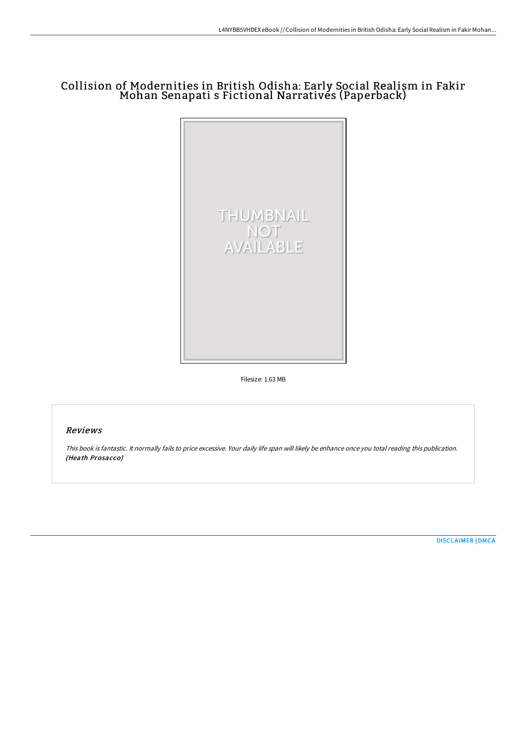# Collision of Modernities in British Odisha: Early Social Realism in Fakir Mohan Senapati s Fictional Narratives (Paperback)

THUMBNAIL NOT AVAILABLE

Filesize: 1.63 MB

## Reviews

*This book is fantastic. It normally fails to price excessive. Your daily life span will likely be enhance once you total reading this publication.* ***(Heath Prosacco)***

DISCLAIMER | DMCA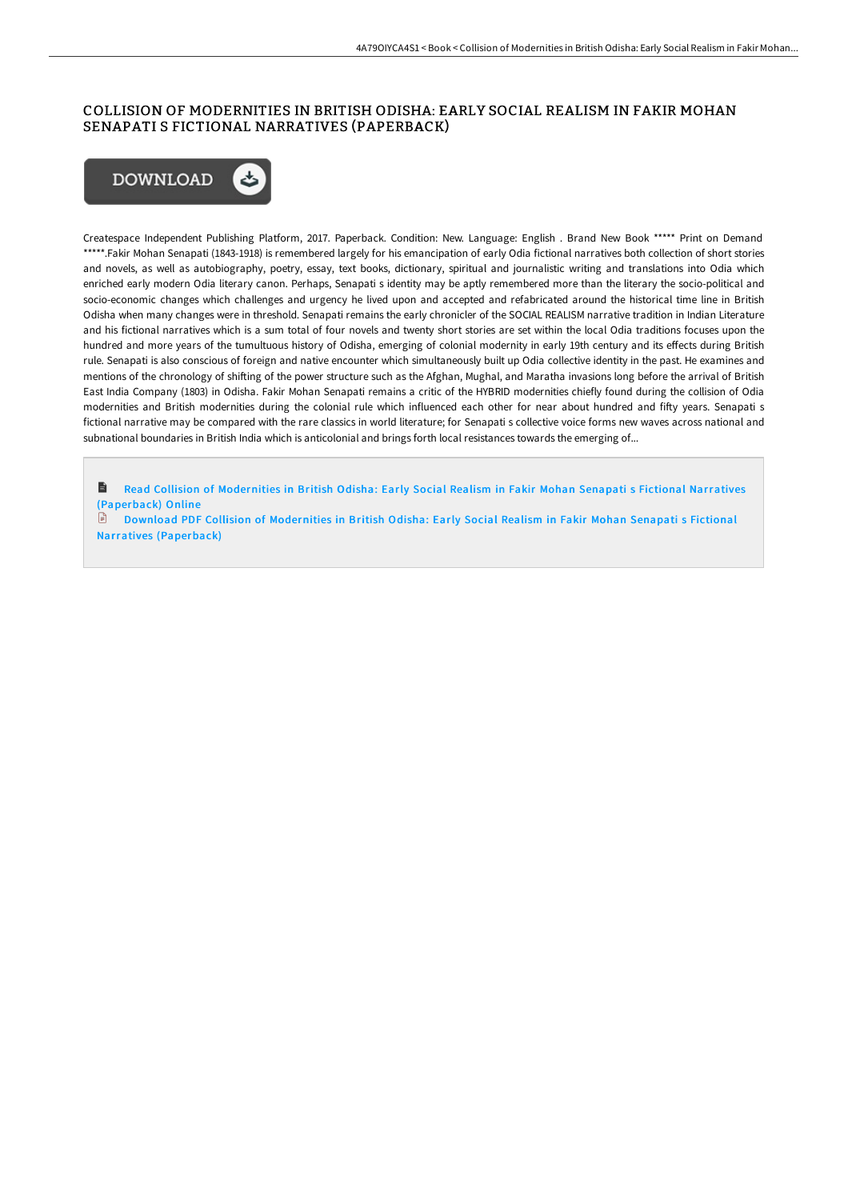# COLLISION OF MODERNITIES IN BRITISH ODISHA: EARLY SOCIAL REALISM IN FAKIR MOHAN SENAPATI S FICTIONAL NARRATIVES (PAPERBACK)

DOWNLOAD

Createspace Independent Publishing Platform, 2017. Paperback. Condition: New. Language: English . Brand New Book ***** Print on Demand *****.Fakir Mohan Senapati (1843-1918) is remembered largely for his emancipation of early Odia fictional narratives both collection of short stories and novels, as well as autobiography, poetry, essay, text books, dictionary, spiritual and journalistic writing and translations into Odia which enriched early modern Odia literary canon. Perhaps, Senapati s identity may be aptly remembered more than the literary the socio-political and socio-economic changes which challenges and urgency he lived upon and accepted and refabricated around the historical time line in British Odisha when many changes were in threshold. Senapati remains the early chronicler of the SOCIAL REALISM narrative tradition in Indian Literature and his fictional narratives which is a sum total of four novels and twenty short stories are set within the local Odia traditions focuses upon the hundred and more years of the tumultuous history of Odisha, emerging of colonial modernity in early 19th century and its effects during British rule. Senapati is also conscious of foreign and native encounter which simultaneously built up Odia collective identity in the past. He examines and mentions of the chronology of shifting of the power structure such as the Afghan, Mughal, and Maratha invasions long before the arrival of British East India Company (1803) in Odisha. Fakir Mohan Senapati remains a critic of the HYBRID modernities chiefly found during the collision of Odia modernities and British modernities during the colonial rule which influenced each other for near about hundred and fifty years. Senapati s fictional narrative may be compared with the rare classics in world literature; for Senapati s collective voice forms new waves across national and subnational boundaries in British India which is anticolonial and brings forth local resistances towards the emerging of...

Read Collision of Modernities in British Odisha: Early Social Realism in Fakir Mohan Senapati s Fictional Narratives (Paperback) Online

Download PDF Collision of Modernities in British Odisha: Early Social Realism in Fakir Mohan Senapati s Fictional Narratives (Paperback)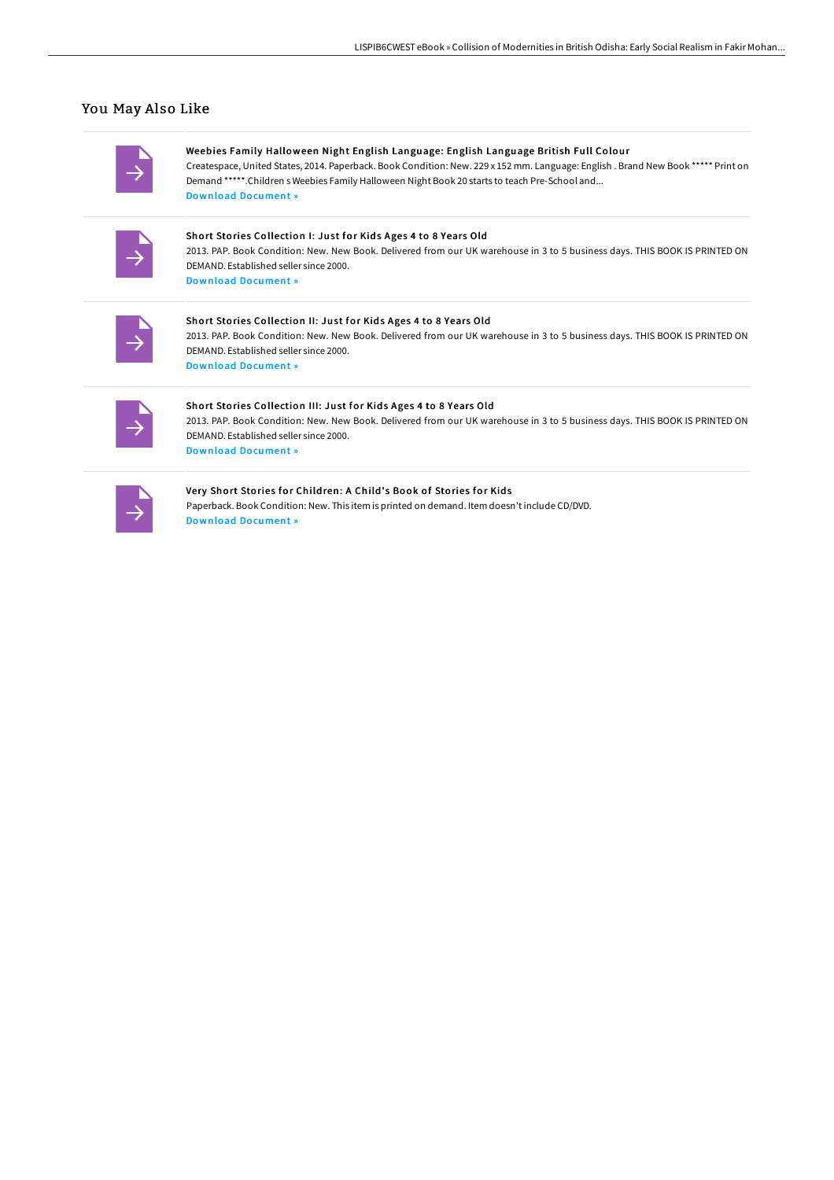## You May Also Like

**Weebies Family Halloween Night English Language: English Language British Full Colour**
Createspace, United States, 2014. Paperback. Book Condition: New. 229 x 152 mm. Language: English . Brand New Book ***** Print on Demand *****.Children s Weebies Family Halloween Night Book 20 starts to teach Pre-School and...
Download Document »

**Short Stories Collection I: Just for Kids Ages 4 to 8 Years Old**
2013. PAP. Book Condition: New. New Book. Delivered from our UK warehouse in 3 to 5 business days. THIS BOOK IS PRINTED ON DEMAND. Established seller since 2000.
Download Document »

**Short Stories Collection II: Just for Kids Ages 4 to 8 Years Old**
2013. PAP. Book Condition: New. New Book. Delivered from our UK warehouse in 3 to 5 business days. THIS BOOK IS PRINTED ON DEMAND. Established seller since 2000.
Download Document »

**Short Stories Collection III: Just for Kids Ages 4 to 8 Years Old**
2013. PAP. Book Condition: New. New Book. Delivered from our UK warehouse in 3 to 5 business days. THIS BOOK IS PRINTED ON DEMAND. Established seller since 2000.
Download Document »

**Very Short Stories for Children: A Child's Book of Stories for Kids**
Paperback. Book Condition: New. This item is printed on demand. Item doesn't include CD/DVD.
Download Document »